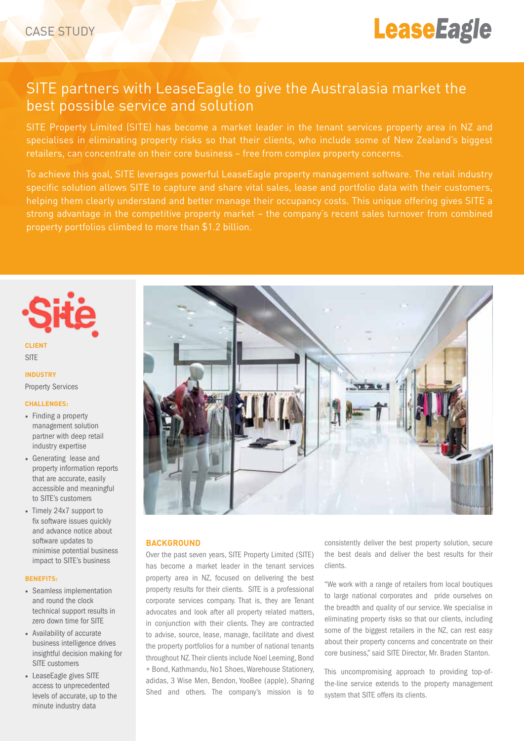CASE STUDY

LeaseEagle

# SITE partners with LeaseEagle to give the Australasia market the best possible service and solution

SITE Property Limited (SITE) has become a market leader in the tenant services property area in NZ and specialises in eliminating property risks so that their clients, who include some of New Zealand's biggest retailers, can concentrate on their core business – free from complex property concerns.

To achieve this goal, SITE leverages powerful LeaseEagle property management software. The retail industry specific solution allows SITE to capture and share vital sales, lease and portfolio data with their customers, helping them clearly understand and better manage their occupancy costs. This unique offering gives SITE a strong advantage in the competitive property market – the company's recent sales turnover from combined property portfolios climbed to more than $1.2 billion.

**CLIENT**
SITE

**INDUSTRY**
Property Services

**CHALLENGES:**

- Finding a property management solution partner with deep retail industry expertise
- Generating lease and property information reports that are accurate, easily accessible and meaningful to SITE's customers
- Timely 24x7 support to fix software issues quickly and advance notice about software updates to minimise potential business impact to SITE's business

**BENEFITS:**

- Seamless implementation and round the clock technical support results in zero down time for SITE
- Availability of accurate business intelligence drives insightful decision making for SITE customers
- LeaseEagle gives SITE access to unprecedented levels of accurate, up to the minute industry data

## BACKGROUND

Over the past seven years, SITE Property Limited (SITE) has become a market leader in the tenant services property area in NZ, focused on delivering the best property results for their clients. SITE is a professional corporate services company. That is, they are Tenant advocates and look after all property related matters, in conjunction with their clients. They are contracted to advise, source, lease, manage, facilitate and divest the property portfolios for a number of national tenants throughout NZ. Their clients include Noel Leeming, Bond + Bond, Kathmandu, No1 Shoes, Warehouse Stationery, adidas, 3 Wise Men, Bendon, YooBee (apple), Sharing Shed and others. The company's mission is to consistently deliver the best property solution, secure the best deals and deliver the best results for their clients.

"We work with a range of retailers from local boutiques to large national corporates and pride ourselves on the breadth and quality of our service. We specialise in eliminating property risks so that our clients, including some of the biggest retailers in the NZ, can rest easy about their property concerns and concentrate on their core business," said SITE Director, Mr. Braden Stanton.

This uncompromising approach to providing top-of-the-line service extends to the property management system that SITE offers its clients.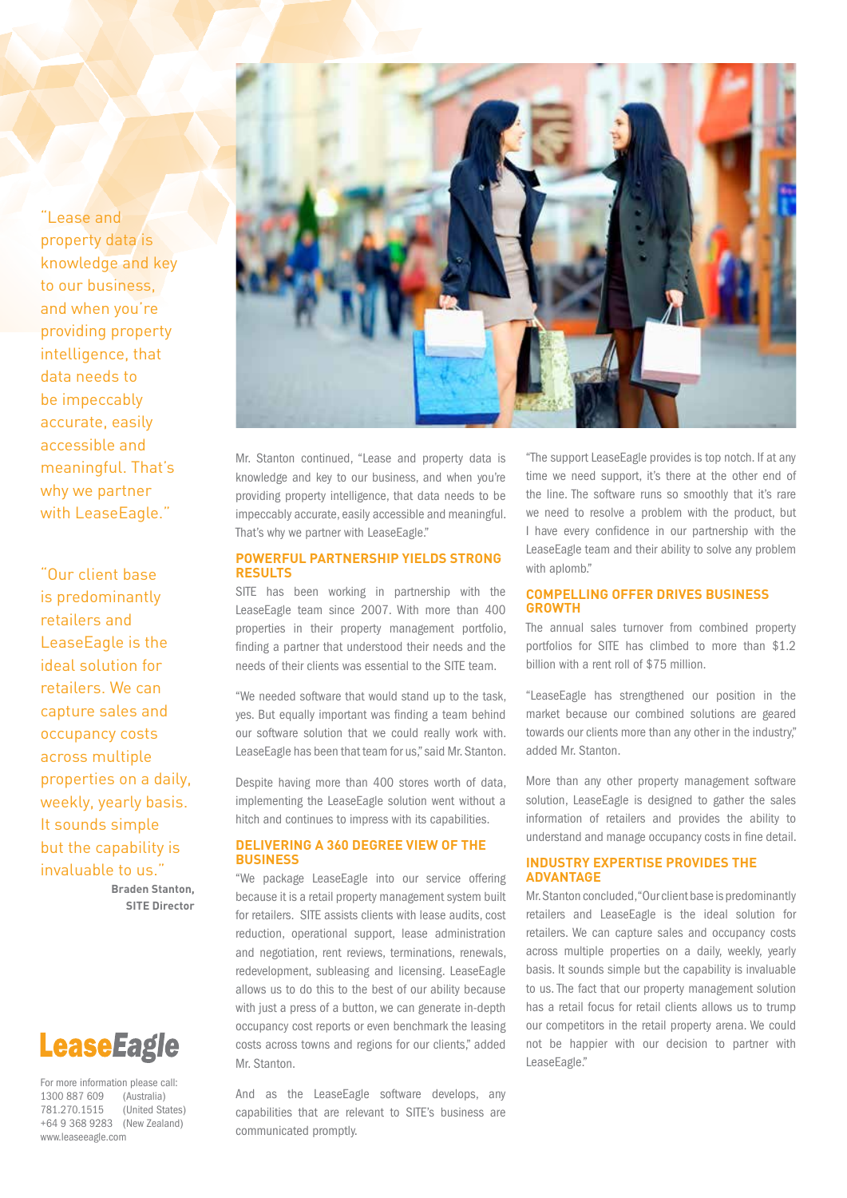"Lease and property data is knowledge and key to our business, and when you're providing property intelligence, that data needs to be impeccably accurate, easily accessible and meaningful. That's why we partner with LeaseEagle."

"Our client base is predominantly retailers and LeaseEagle is the ideal solution for retailers. We can capture sales and occupancy costs across multiple properties on a daily, weekly, yearly basis. It sounds simple but the capability is invaluable to us."

**Braden Stanton, SITE Director**

Mr. Stanton continued, "Lease and property data is knowledge and key to our business, and when you're providing property intelligence, that data needs to be impeccably accurate, easily accessible and meaningful. That's why we partner with LeaseEagle."

## POWERFUL PARTNERSHIP YIELDS STRONG RESULTS

SITE has been working in partnership with the LeaseEagle team since 2007. With more than 400 properties in their property management portfolio, finding a partner that understood their needs and the needs of their clients was essential to the SITE team.

"We needed software that would stand up to the task, yes. But equally important was finding a team behind our software solution that we could really work with. LeaseEagle has been that team for us," said Mr. Stanton.

Despite having more than 400 stores worth of data, implementing the LeaseEagle solution went without a hitch and continues to impress with its capabilities.

## DELIVERING A 360 DEGREE VIEW OF THE BUSINESS

"We package LeaseEagle into our service offering because it is a retail property management system built for retailers. SITE assists clients with lease audits, cost reduction, operational support, lease administration and negotiation, rent reviews, terminations, renewals, redevelopment, subleasing and licensing. LeaseEagle allows us to do this to the best of our ability because with just a press of a button, we can generate in-depth occupancy cost reports or even benchmark the leasing costs across towns and regions for our clients," added Mr. Stanton.

And as the LeaseEagle software develops, any capabilities that are relevant to SITE's business are communicated promptly.

"The support LeaseEagle provides is top notch. If at any time we need support, it's there at the other end of the line. The software runs so smoothly that it's rare we need to resolve a problem with the product, but I have every confidence in our partnership with the LeaseEagle team and their ability to solve any problem with aplomb."

## COMPELLING OFFER DRIVES BUSINESS GROWTH

The annual sales turnover from combined property portfolios for SITE has climbed to more than $1.2 billion with a rent roll of $75 million.

"LeaseEagle has strengthened our position in the market because our combined solutions are geared towards our clients more than any other in the industry," added Mr. Stanton.

More than any other property management software solution, LeaseEagle is designed to gather the sales information of retailers and provides the ability to understand and manage occupancy costs in fine detail.

## INDUSTRY EXPERTISE PROVIDES THE ADVANTAGE

Mr. Stanton concluded, "Our client base is predominantly retailers and LeaseEagle is the ideal solution for retailers. We can capture sales and occupancy costs across multiple properties on a daily, weekly, yearly basis. It sounds simple but the capability is invaluable to us. The fact that our property management solution has a retail focus for retail clients allows us to trump our competitors in the retail property arena. We could not be happier with our decision to partner with LeaseEagle."

**LeaseEagle**

For more information please call:
1300 887 609 (Australia)
781.270.1515 (United States)
+64 9 368 9283 (New Zealand)
www.leaseeagle.com